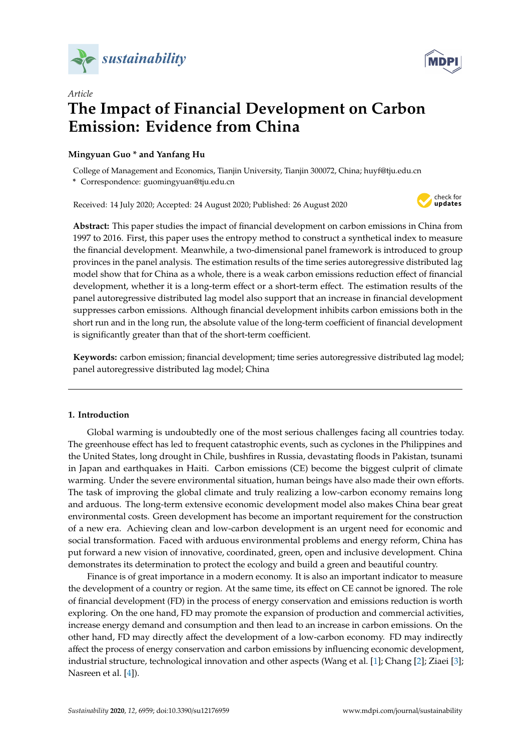*Article*

# The Impact of Financial Development on Carbon Emission: Evidence from China

**Mingyuan Guo * and Yanfang Hu**

College of Management and Economics, Tianjin University, Tianjin 300072, China; huyf@tju.edu.cn

* Correspondence: guomingyuan@tju.edu.cn

Received: 14 July 2020; Accepted: 24 August 2020; Published: 26 August 2020

**Abstract:** This paper studies the impact of financial development on carbon emissions in China from 1997 to 2016. First, this paper uses the entropy method to construct a synthetical index to measure the financial development. Meanwhile, a two-dimensional panel framework is introduced to group provinces in the panel analysis. The estimation results of the time series autoregressive distributed lag model show that for China as a whole, there is a weak carbon emissions reduction effect of financial development, whether it is a long-term effect or a short-term effect. The estimation results of the panel autoregressive distributed lag model also support that an increase in financial development suppresses carbon emissions. Although financial development inhibits carbon emissions both in the short run and in the long run, the absolute value of the long-term coefficient of financial development is significantly greater than that of the short-term coefficient.

**Keywords:** carbon emission; financial development; time series autoregressive distributed lag model; panel autoregressive distributed lag model; China

## 1. Introduction

Global warming is undoubtedly one of the most serious challenges facing all countries today. The greenhouse effect has led to frequent catastrophic events, such as cyclones in the Philippines and the United States, long drought in Chile, bushfires in Russia, devastating floods in Pakistan, tsunami in Japan and earthquakes in Haiti. Carbon emissions (CE) become the biggest culprit of climate warming. Under the severe environmental situation, human beings have also made their own efforts. The task of improving the global climate and truly realizing a low-carbon economy remains long and arduous. The long-term extensive economic development model also makes China bear great environmental costs. Green development has become an important requirement for the construction of a new era. Achieving clean and low-carbon development is an urgent need for economic and social transformation. Faced with arduous environmental problems and energy reform, China has put forward a new vision of innovative, coordinated, green, open and inclusive development. China demonstrates its determination to protect the ecology and build a green and beautiful country.

Finance is of great importance in a modern economy. It is also an important indicator to measure the development of a country or region. At the same time, its effect on CE cannot be ignored. The role of financial development (FD) in the process of energy conservation and emissions reduction is worth exploring. On the one hand, FD may promote the expansion of production and commercial activities, increase energy demand and consumption and then lead to an increase in carbon emissions. On the other hand, FD may directly affect the development of a low-carbon economy. FD may indirectly affect the process of energy conservation and carbon emissions by influencing economic development, industrial structure, technological innovation and other aspects (Wang et al. [1]; Chang [2]; Ziaei [3]; Nasreen et al. [4]).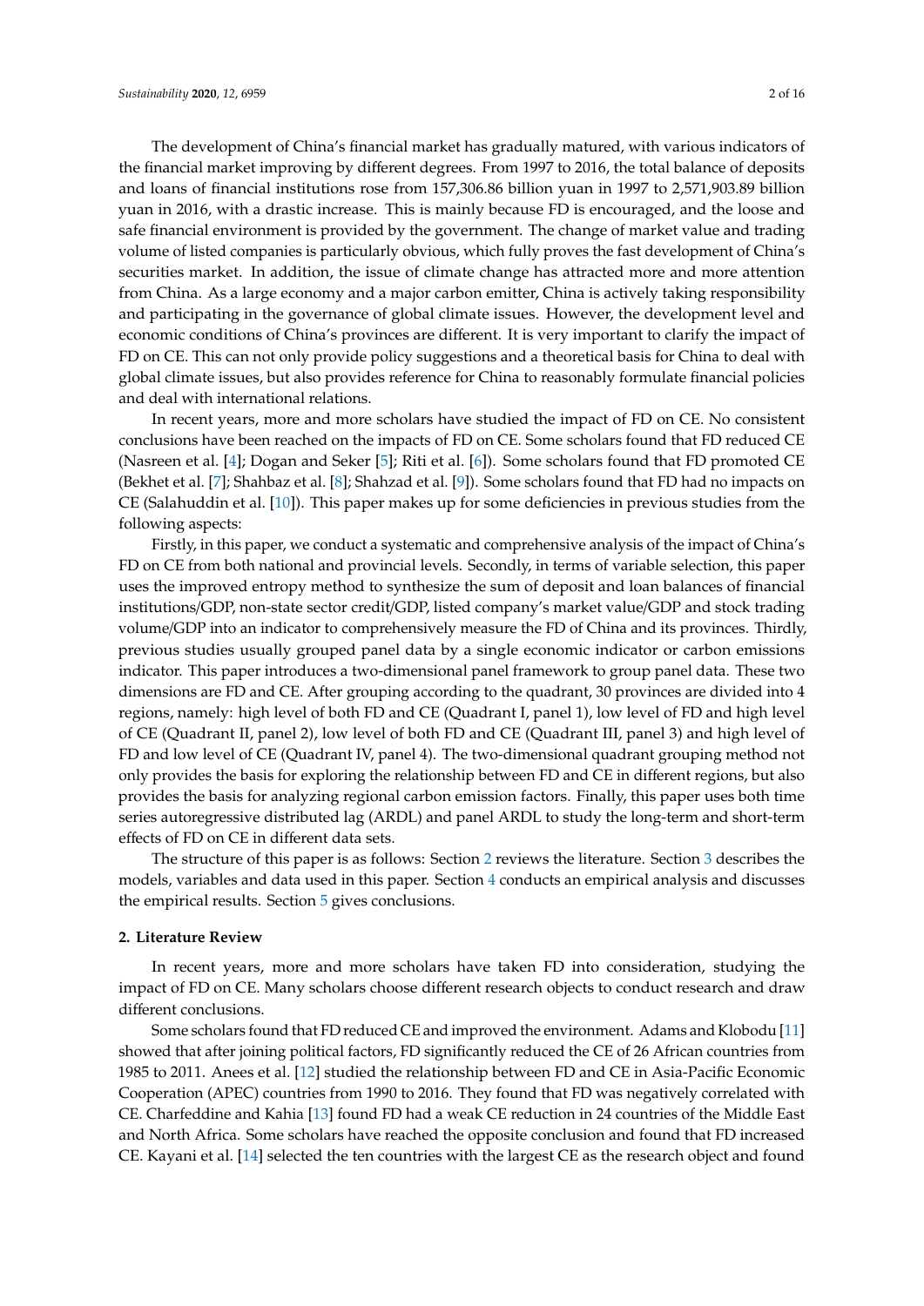The development of China's financial market has gradually matured, with various indicators of the financial market improving by different degrees. From 1997 to 2016, the total balance of deposits and loans of financial institutions rose from 157,306.86 billion yuan in 1997 to 2,571,903.89 billion yuan in 2016, with a drastic increase. This is mainly because FD is encouraged, and the loose and safe financial environment is provided by the government. The change of market value and trading volume of listed companies is particularly obvious, which fully proves the fast development of China's securities market. In addition, the issue of climate change has attracted more and more attention from China. As a large economy and a major carbon emitter, China is actively taking responsibility and participating in the governance of global climate issues. However, the development level and economic conditions of China's provinces are different. It is very important to clarify the impact of FD on CE. This can not only provide policy suggestions and a theoretical basis for China to deal with global climate issues, but also provides reference for China to reasonably formulate financial policies and deal with international relations.

In recent years, more and more scholars have studied the impact of FD on CE. No consistent conclusions have been reached on the impacts of FD on CE. Some scholars found that FD reduced CE (Nasreen et al. [4]; Dogan and Seker [5]; Riti et al. [6]). Some scholars found that FD promoted CE (Bekhet et al. [7]; Shahbaz et al. [8]; Shahzad et al. [9]). Some scholars found that FD had no impacts on CE (Salahuddin et al. [10]). This paper makes up for some deficiencies in previous studies from the following aspects:

Firstly, in this paper, we conduct a systematic and comprehensive analysis of the impact of China's FD on CE from both national and provincial levels. Secondly, in terms of variable selection, this paper uses the improved entropy method to synthesize the sum of deposit and loan balances of financial institutions/GDP, non-state sector credit/GDP, listed company's market value/GDP and stock trading volume/GDP into an indicator to comprehensively measure the FD of China and its provinces. Thirdly, previous studies usually grouped panel data by a single economic indicator or carbon emissions indicator. This paper introduces a two-dimensional panel framework to group panel data. These two dimensions are FD and CE. After grouping according to the quadrant, 30 provinces are divided into 4 regions, namely: high level of both FD and CE (Quadrant I, panel 1), low level of FD and high level of CE (Quadrant II, panel 2), low level of both FD and CE (Quadrant III, panel 3) and high level of FD and low level of CE (Quadrant IV, panel 4). The two-dimensional quadrant grouping method not only provides the basis for exploring the relationship between FD and CE in different regions, but also provides the basis for analyzing regional carbon emission factors. Finally, this paper uses both time series autoregressive distributed lag (ARDL) and panel ARDL to study the long-term and short-term effects of FD on CE in different data sets.

The structure of this paper is as follows: Section 2 reviews the literature. Section 3 describes the models, variables and data used in this paper. Section 4 conducts an empirical analysis and discusses the empirical results. Section 5 gives conclusions.

## 2. Literature Review

In recent years, more and more scholars have taken FD into consideration, studying the impact of FD on CE. Many scholars choose different research objects to conduct research and draw different conclusions.

Some scholars found that FD reduced CE and improved the environment. Adams and Klobodu [11] showed that after joining political factors, FD significantly reduced the CE of 26 African countries from 1985 to 2011. Anees et al. [12] studied the relationship between FD and CE in Asia-Pacific Economic Cooperation (APEC) countries from 1990 to 2016. They found that FD was negatively correlated with CE. Charfeddine and Kahia [13] found FD had a weak CE reduction in 24 countries of the Middle East and North Africa. Some scholars have reached the opposite conclusion and found that FD increased CE. Kayani et al. [14] selected the ten countries with the largest CE as the research object and found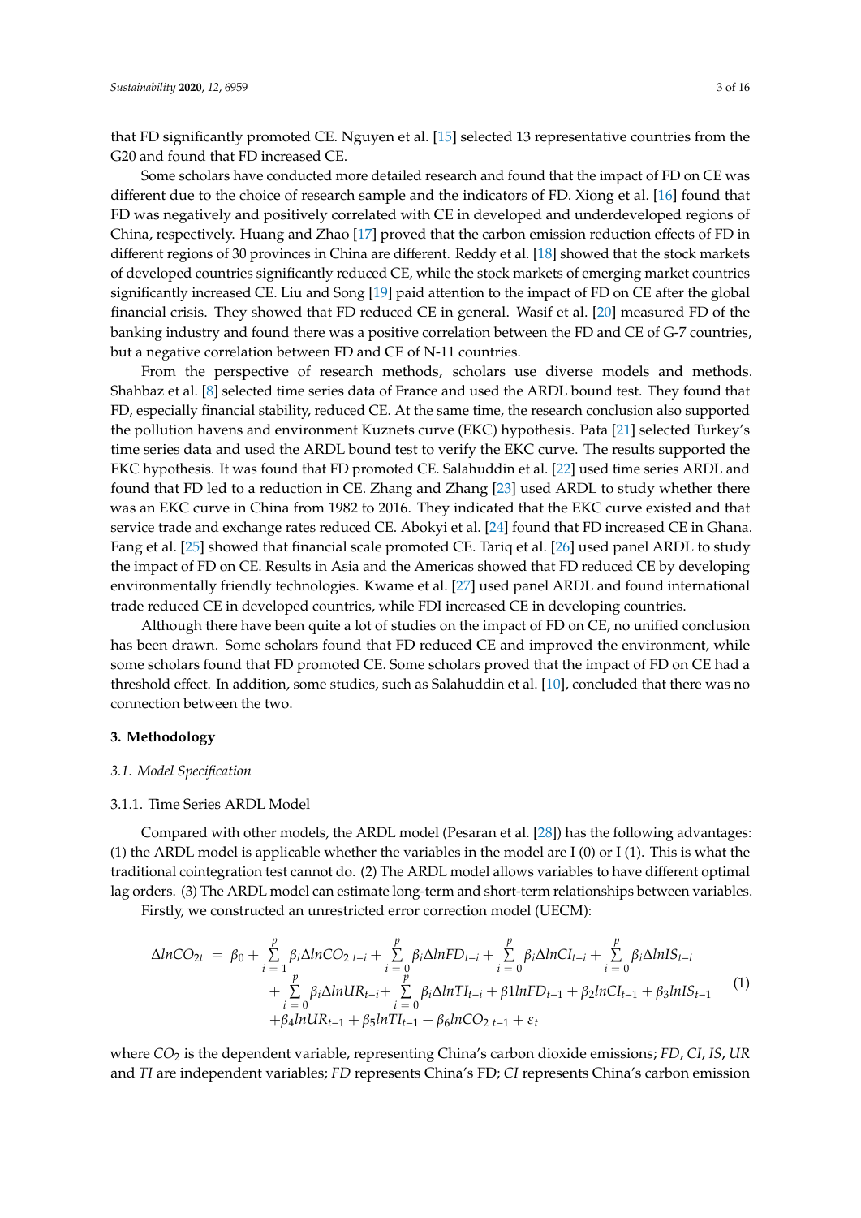that FD significantly promoted CE. Nguyen et al. [15] selected 13 representative countries from the G20 and found that FD increased CE.

Some scholars have conducted more detailed research and found that the impact of FD on CE was different due to the choice of research sample and the indicators of FD. Xiong et al. [16] found that FD was negatively and positively correlated with CE in developed and underdeveloped regions of China, respectively. Huang and Zhao [17] proved that the carbon emission reduction effects of FD in different regions of 30 provinces in China are different. Reddy et al. [18] showed that the stock markets of developed countries significantly reduced CE, while the stock markets of emerging market countries significantly increased CE. Liu and Song [19] paid attention to the impact of FD on CE after the global financial crisis. They showed that FD reduced CE in general. Wasif et al. [20] measured FD of the banking industry and found there was a positive correlation between the FD and CE of G-7 countries, but a negative correlation between FD and CE of N-11 countries.

From the perspective of research methods, scholars use diverse models and methods. Shahbaz et al. [8] selected time series data of France and used the ARDL bound test. They found that FD, especially financial stability, reduced CE. At the same time, the research conclusion also supported the pollution havens and environment Kuznets curve (EKC) hypothesis. Pata [21] selected Turkey's time series data and used the ARDL bound test to verify the EKC curve. The results supported the EKC hypothesis. It was found that FD promoted CE. Salahuddin et al. [22] used time series ARDL and found that FD led to a reduction in CE. Zhang and Zhang [23] used ARDL to study whether there was an EKC curve in China from 1982 to 2016. They indicated that the EKC curve existed and that service trade and exchange rates reduced CE. Abokyi et al. [24] found that FD increased CE in Ghana. Fang et al. [25] showed that financial scale promoted CE. Tariq et al. [26] used panel ARDL to study the impact of FD on CE. Results in Asia and the Americas showed that FD reduced CE by developing environmentally friendly technologies. Kwame et al. [27] used panel ARDL and found international trade reduced CE in developed countries, while FDI increased CE in developing countries.

Although there have been quite a lot of studies on the impact of FD on CE, no unified conclusion has been drawn. Some scholars found that FD reduced CE and improved the environment, while some scholars found that FD promoted CE. Some scholars proved that the impact of FD on CE had a threshold effect. In addition, some studies, such as Salahuddin et al. [10], concluded that there was no connection between the two.

## 3. Methodology

### 3.1. Model Specification

#### 3.1.1. Time Series ARDL Model

Compared with other models, the ARDL model (Pesaran et al. [28]) has the following advantages: (1) the ARDL model is applicable whether the variables in the model are I (0) or I (1). This is what the traditional cointegration test cannot do. (2) The ARDL model allows variables to have different optimal lag orders. (3) The ARDL model can estimate long-term and short-term relationships between variables.

Firstly, we constructed an unrestricted error correction model (UECM):

$$\begin{aligned} \Delta lnCO_{2t} = {} & \beta_0 + \sum_{i=1}^{p} \beta_i \Delta lnCO_{2\,t-i} + \sum_{i=0}^{p} \beta_i \Delta lnFD_{t-i} + \sum_{i=0}^{p} \beta_i \Delta lnCI_{t-i} + \sum_{i=0}^{p} \beta_i \Delta lnIS_{t-i} \\ & + \sum_{i=0}^{p} \beta_i \Delta lnUR_{t-i} + \sum_{i=0}^{p} \beta_i \Delta lnTI_{t-i} + \beta 1 lnFD_{t-1} + \beta_2 lnCI_{t-1} + \beta_3 lnIS_{t-1} \\ & + \beta_4 lnUR_{t-1} + \beta_5 lnTI_{t-1} + \beta_6 lnCO_{2\,t-1} + \varepsilon_t \end{aligned} \tag{1}$$

where $CO_2$ is the dependent variable, representing China's carbon dioxide emissions; $FD$, $CI$, $IS$, $UR$ and $TI$ are independent variables; $FD$ represents China's FD; $CI$ represents China's carbon emission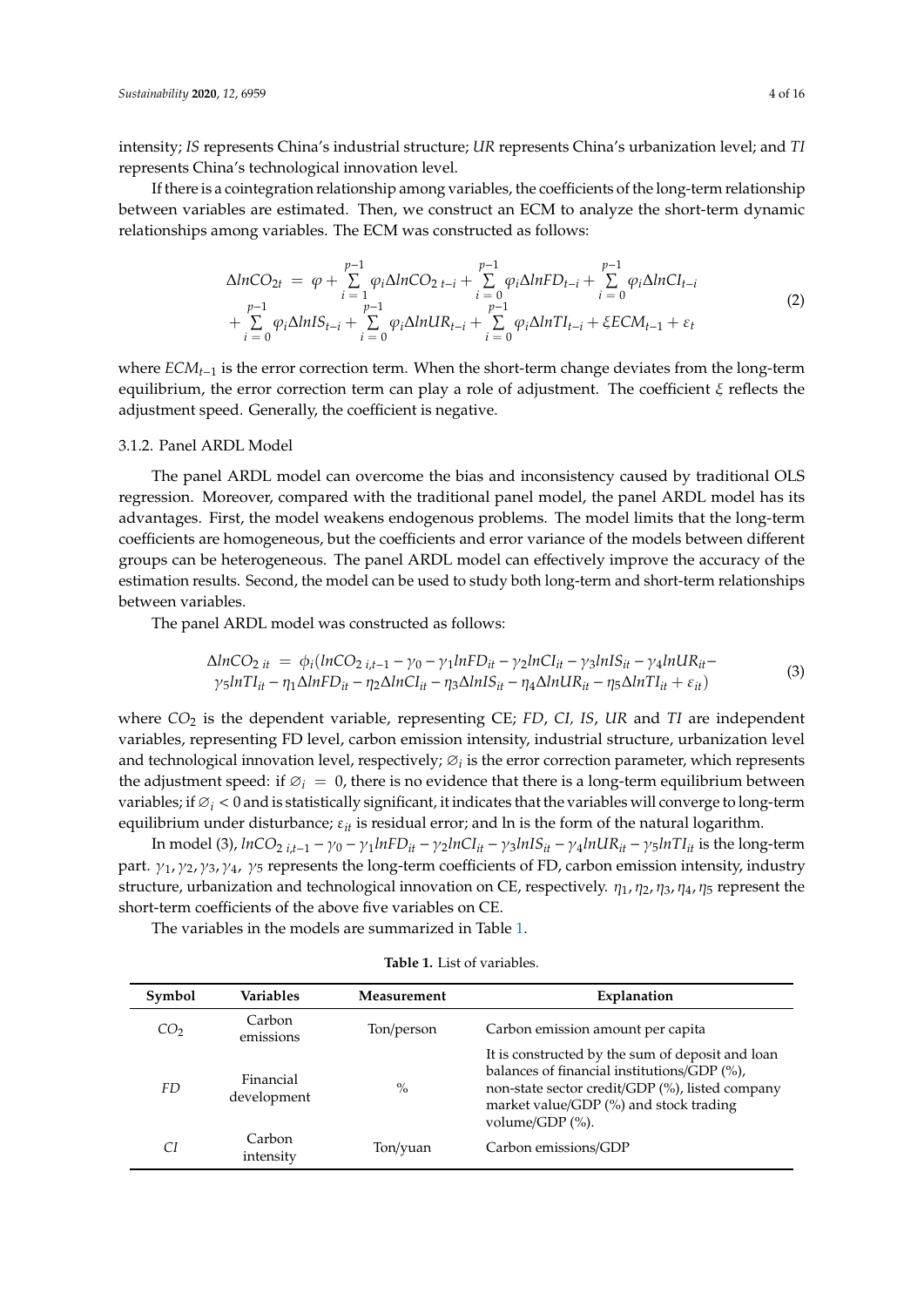intensity; *IS* represents China's industrial structure; *UR* represents China's urbanization level; and *TI* represents China's technological innovation level.

If there is a cointegration relationship among variables, the coefficients of the long-term relationship between variables are estimated. Then, we construct an ECM to analyze the short-term dynamic relationships among variables. The ECM was constructed as follows:

$$
\begin{aligned}
\Delta lnCO_{2t} = \varphi + \sum_{i=1}^{p-1} \varphi_i \Delta lnCO_{2\,t-i} + \sum_{i=0}^{p-1} \varphi_i \Delta lnFD_{t-i} + \sum_{i=0}^{p-1} \varphi_i \Delta lnCI_{t-i} \\
+ \sum_{i=0}^{p-1} \varphi_i \Delta lnIS_{t-i} + \sum_{i=0}^{p-1} \varphi_i \Delta lnUR_{t-i} + \sum_{i=0}^{p-1} \varphi_i \Delta lnTI_{t-i} + \xi ECM_{t-1} + \varepsilon_t
\end{aligned}
\tag{2}
$$

where $ECM_{t-1}$ is the error correction term. When the short-term change deviates from the long-term equilibrium, the error correction term can play a role of adjustment. The coefficient $\xi$ reflects the adjustment speed. Generally, the coefficient is negative.

### 3.1.2. Panel ARDL Model

The panel ARDL model can overcome the bias and inconsistency caused by traditional OLS regression. Moreover, compared with the traditional panel model, the panel ARDL model has its advantages. First, the model weakens endogenous problems. The model limits that the long-term coefficients are homogeneous, but the coefficients and error variance of the models between different groups can be heterogeneous. The panel ARDL model can effectively improve the accuracy of the estimation results. Second, the model can be used to study both long-term and short-term relationships between variables.

The panel ARDL model was constructed as follows:

$$
\begin{aligned}
\Delta lnCO_{2\,it} = \phi_i (lnCO_{2\,i,t-1} - \gamma_0 - \gamma_1 lnFD_{it} - \gamma_2 lnCI_{it} - \gamma_3 lnIS_{it} - \gamma_4 lnUR_{it} - \\
\gamma_5 lnTI_{it} - \eta_1 \Delta lnFD_{it} - \eta_2 \Delta lnCI_{it} - \eta_3 \Delta lnIS_{it} - \eta_4 \Delta lnUR_{it} - \eta_5 \Delta lnTI_{it} + \varepsilon_{it})
\end{aligned}
\tag{3}
$$

where $CO_2$ is the dependent variable, representing CE; *FD*, *CI*, *IS*, *UR* and *TI* are independent variables, representing FD level, carbon emission intensity, industrial structure, urbanization level and technological innovation level, respectively; $\varnothing_i$ is the error correction parameter, which represents the adjustment speed: if $\varnothing_i = 0$, there is no evidence that there is a long-term equilibrium between variables; if $\varnothing_i < 0$ and is statistically significant, it indicates that the variables will converge to long-term equilibrium under disturbance; $\varepsilon_{it}$ is residual error; and ln is the form of the natural logarithm.

In model (3), $lnCO_{2\,i,t-1} - \gamma_0 - \gamma_1 lnFD_{it} - \gamma_2 lnCI_{it} - \gamma_3 lnIS_{it} - \gamma_4 lnUR_{it} - \gamma_5 lnTI_{it}$ is the long-term part. $\gamma_1, \gamma_2, \gamma_3, \gamma_4, \gamma_5$ represents the long-term coefficients of FD, carbon emission intensity, industry structure, urbanization and technological innovation on CE, respectively. $\eta_1, \eta_2, \eta_3, \eta_4, \eta_5$ represent the short-term coefficients of the above five variables on CE.

The variables in the models are summarized in Table 1.

**Table 1.** List of variables.

| Symbol | Variables | Measurement | Explanation |
| --- | --- | --- | --- |
| $CO_2$ | Carbon emissions | Ton/person | Carbon emission amount per capita |
| *FD* | Financial development | % | It is constructed by the sum of deposit and loan balances of financial institutions/GDP (%), non-state sector credit/GDP (%), listed company market value/GDP (%) and stock trading volume/GDP (%). |
| *CI* | Carbon intensity | Ton/yuan | Carbon emissions/GDP |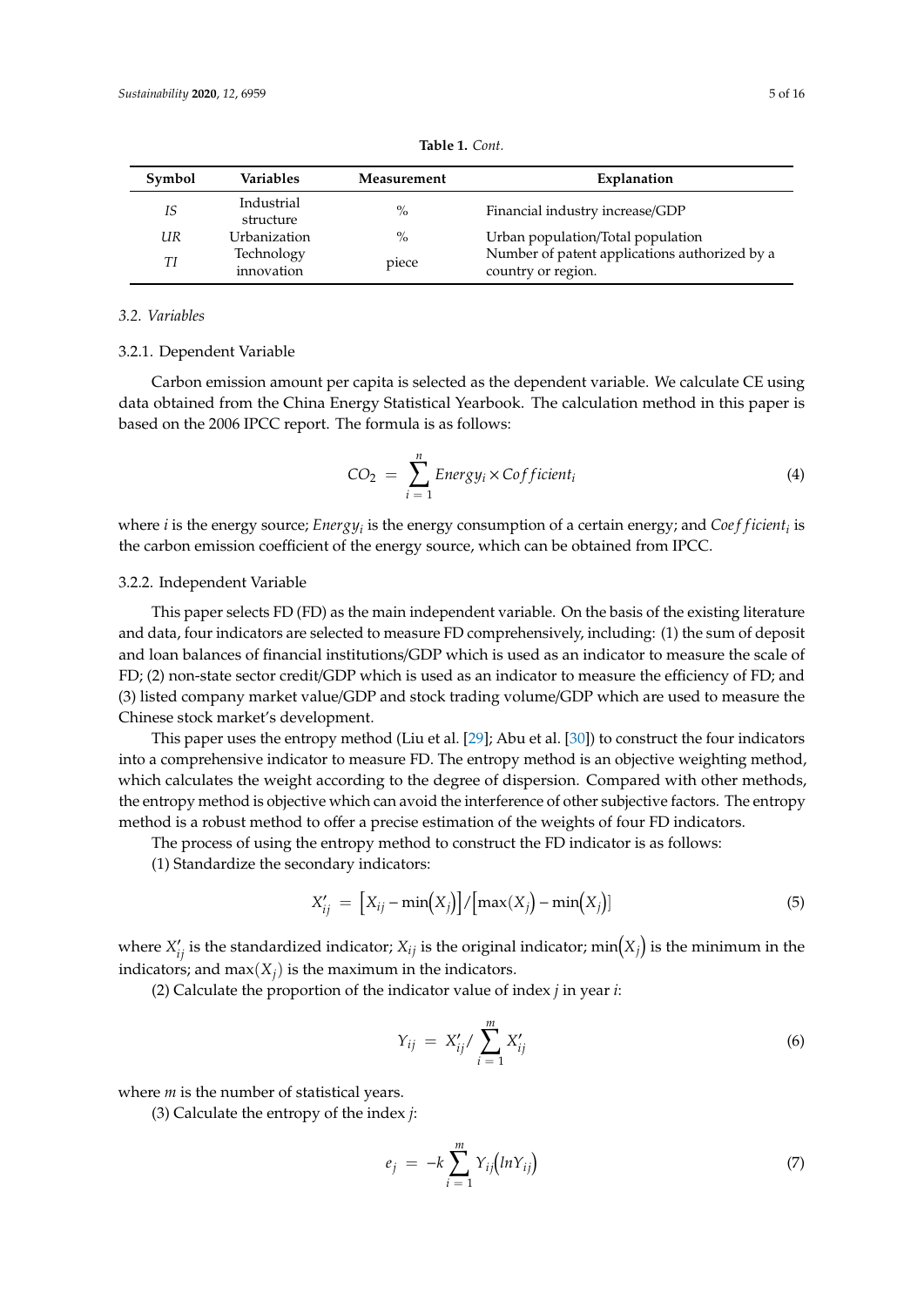**Table 1.** *Cont.*

| Symbol | Variables | Measurement | Explanation |
|---|---|---|---|
| *IS* | Industrial structure | % | Financial industry increase/GDP |
| *UR* | Urbanization | % | Urban population/Total population |
| *TI* | Technology innovation | piece | Number of patent applications authorized by a country or region. |

### 3.2. Variables

#### 3.2.1. Dependent Variable

Carbon emission amount per capita is selected as the dependent variable. We calculate CE using data obtained from the China Energy Statistical Yearbook. The calculation method in this paper is based on the 2006 IPCC report. The formula is as follows:

$$CO_2 = \sum_{i=1}^{n} Energy_i \times Cofficient_i \quad (4)$$

where $i$ is the energy source; $Energy_i$ is the energy consumption of a certain energy; and $Coefficient_i$ is the carbon emission coefficient of the energy source, which can be obtained from IPCC.

#### 3.2.2. Independent Variable

This paper selects FD (FD) as the main independent variable. On the basis of the existing literature and data, four indicators are selected to measure FD comprehensively, including: (1) the sum of deposit and loan balances of financial institutions/GDP which is used as an indicator to measure the scale of FD; (2) non-state sector credit/GDP which is used as an indicator to measure the efficiency of FD; and (3) listed company market value/GDP and stock trading volume/GDP which are used to measure the Chinese stock market's development.

This paper uses the entropy method (Liu et al. [29]; Abu et al. [30]) to construct the four indicators into a comprehensive indicator to measure FD. The entropy method is an objective weighting method, which calculates the weight according to the degree of dispersion. Compared with other methods, the entropy method is objective which can avoid the interference of other subjective factors. The entropy method is a robust method to offer a precise estimation of the weights of four FD indicators.

The process of using the entropy method to construct the FD indicator is as follows:

(1) Standardize the secondary indicators:

$$X'_{ij} = \left[X_{ij} - \min\left(X_j\right)\right] / \left[\max\left(X_j\right) - \min\left(X_j\right)\right] \quad (5)$$

where $X'_{ij}$ is the standardized indicator; $X_{ij}$ is the original indicator; $\min\left(X_j\right)$ is the minimum in the indicators; and $\max(X_j)$ is the maximum in the indicators.

(2) Calculate the proportion of the indicator value of index $j$ in year $i$:

$$Y_{ij} = X'_{ij} / \sum_{i=1}^{m} X'_{ij} \quad (6)$$

where $m$ is the number of statistical years.

(3) Calculate the entropy of the index $j$:

$$e_j = -k \sum_{i=1}^{m} Y_{ij}\left(lnY_{ij}\right) \quad (7)$$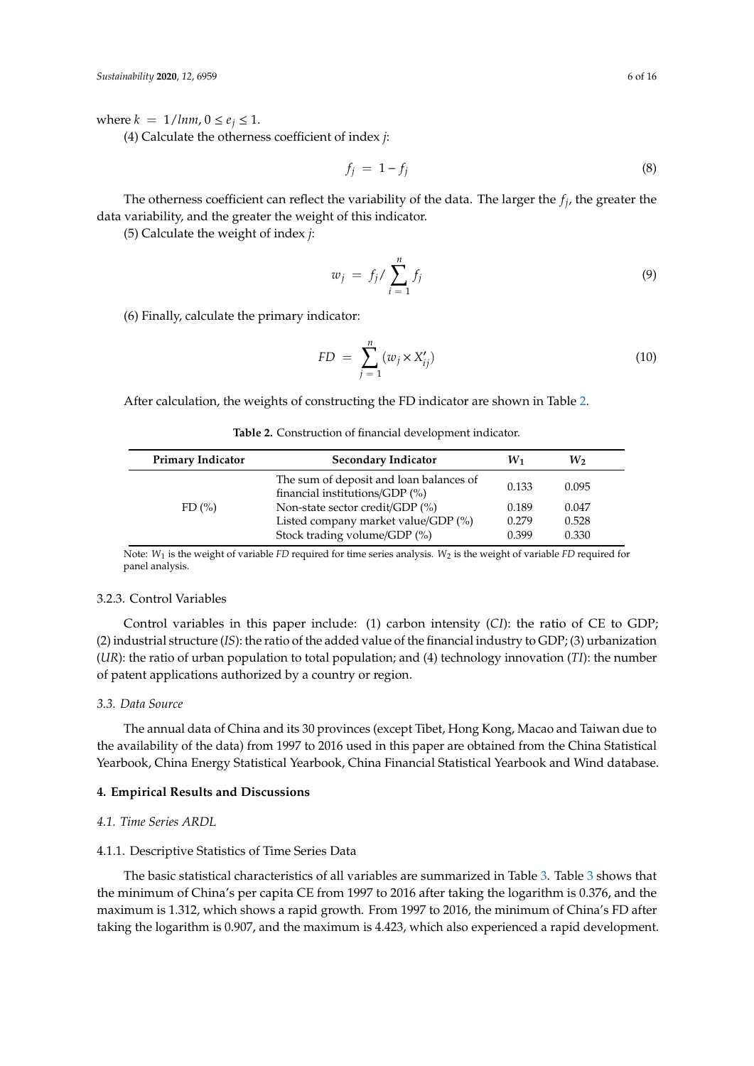where $k = 1/lnm$, $0 \le e_j \le 1$.

(4) Calculate the otherness coefficient of index *j*:

$$f_j = 1 - f_j \tag{8}$$

The otherness coefficient can reflect the variability of the data. The larger the $f_j$, the greater the data variability, and the greater the weight of this indicator.

(5) Calculate the weight of index *j*:

$$w_j = f_j / \sum_{i=1}^{n} f_j \tag{9}$$

(6) Finally, calculate the primary indicator:

$$FD = \sum_{j=1}^{n} (w_j \times X'_{ij}) \tag{10}$$

After calculation, the weights of constructing the FD indicator are shown in Table 2.

**Table 2.** Construction of financial development indicator.

| Primary Indicator | Secondary Indicator | $W_1$ | $W_2$ |
|---|---|---|---|
| FD (%) | The sum of deposit and loan balances of financial institutions/GDP (%) | 0.133 | 0.095 |
| | Non-state sector credit/GDP (%) | 0.189 | 0.047 |
| | Listed company market value/GDP (%) | 0.279 | 0.528 |
| | Stock trading volume/GDP (%) | 0.399 | 0.330 |

Note: $W_1$ is the weight of variable *FD* required for time series analysis. $W_2$ is the weight of variable *FD* required for panel analysis.

#### 3.2.3. Control Variables

Control variables in this paper include: (1) carbon intensity (*CI*): the ratio of CE to GDP; (2) industrial structure (*IS*): the ratio of the added value of the financial industry to GDP; (3) urbanization (*UR*): the ratio of urban population to total population; and (4) technology innovation (*TI*): the number of patent applications authorized by a country or region.

### *3.3. Data Source*

The annual data of China and its 30 provinces (except Tibet, Hong Kong, Macao and Taiwan due to the availability of the data) from 1997 to 2016 used in this paper are obtained from the China Statistical Yearbook, China Energy Statistical Yearbook, China Financial Statistical Yearbook and Wind database.

## **4. Empirical Results and Discussions**

### *4.1. Time Series ARDL*

#### 4.1.1. Descriptive Statistics of Time Series Data

The basic statistical characteristics of all variables are summarized in Table 3. Table 3 shows that the minimum of China's per capita CE from 1997 to 2016 after taking the logarithm is 0.376, and the maximum is 1.312, which shows a rapid growth. From 1997 to 2016, the minimum of China's FD after taking the logarithm is 0.907, and the maximum is 4.423, which also experienced a rapid development.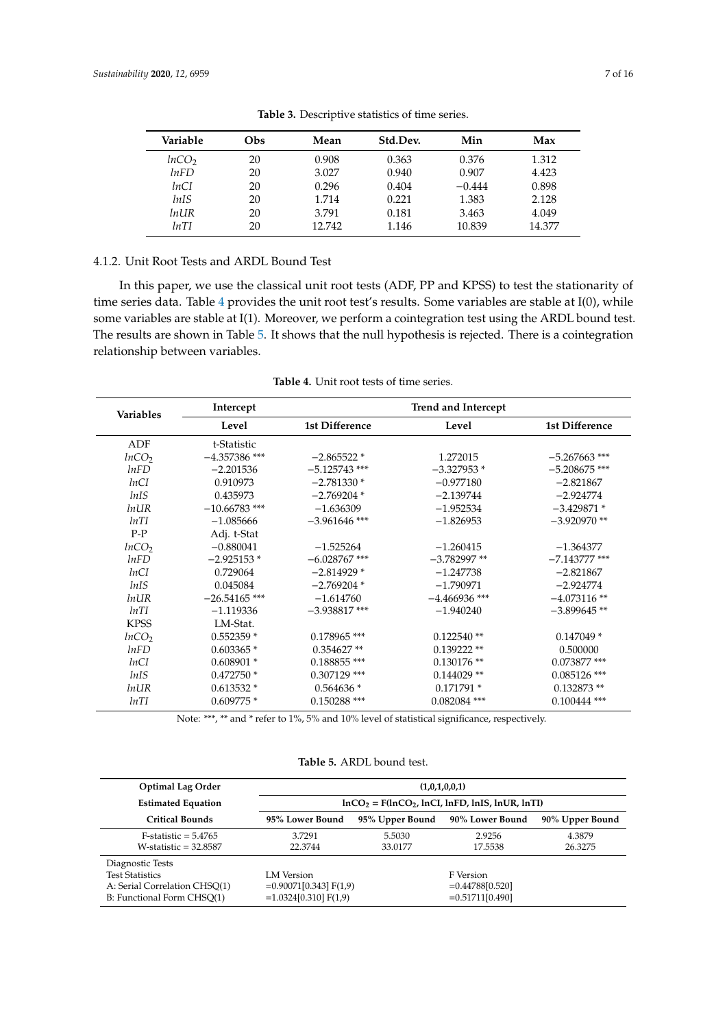**Table 3.** Descriptive statistics of time series.

| Variable | Obs | Mean | Std.Dev. | Min | Max |
|---|---|---|---|---|---|
| $lnCO_2$ | 20 | 0.908 | 0.363 | 0.376 | 1.312 |
| $lnFD$ | 20 | 3.027 | 0.940 | 0.907 | 4.423 |
| $lnCI$ | 20 | 0.296 | 0.404 | −0.444 | 0.898 |
| $lnIS$ | 20 | 1.714 | 0.221 | 1.383 | 2.128 |
| $lnUR$ | 20 | 3.791 | 0.181 | 3.463 | 4.049 |
| $lnTI$ | 20 | 12.742 | 1.146 | 10.839 | 14.377 |

4.1.2. Unit Root Tests and ARDL Bound Test

In this paper, we use the classical unit root tests (ADF, PP and KPSS) to test the stationarity of time series data. Table 4 provides the unit root test's results. Some variables are stable at I(0), while some variables are stable at I(1). Moreover, we perform a cointegration test using the ARDL bound test. The results are shown in Table 5. It shows that the null hypothesis is rejected. There is a cointegration relationship between variables.

**Table 4.** Unit root tests of time series.

| Variables | Intercept | | Trend and Intercept | |
|---|---|---|---|---|
| | Level | 1st Difference | Level | 1st Difference |
| ADF | t-Statistic | | | |
| $lnCO_2$ | −4.357386 *** | −2.865522 * | 1.272015 | −5.267663 *** |
| $lnFD$ | −2.201536 | −5.125743 *** | −3.327953 * | −5.208675 *** |
| $lnCI$ | 0.910973 | −2.781330 * | −0.977180 | −2.821867 |
| $lnIS$ | 0.435973 | −2.769204 * | −2.139744 | −2.924774 |
| $lnUR$ | −10.66783 *** | −1.636309 | −1.952534 | −3.429871 * |
| $lnTI$ | −1.085666 | −3.961646 *** | −1.826953 | −3.920970 ** |
| P-P | Adj. t-Stat | | | |
| $lnCO_2$ | −0.880041 | −1.525264 | −1.260415 | −1.364377 |
| $lnFD$ | −2.925153 * | −6.028767 *** | −3.782997 ** | −7.143777 *** |
| $lnCI$ | 0.729064 | −2.814929 * | −1.247738 | −2.821867 |
| $lnIS$ | 0.045084 | −2.769204 * | −1.790971 | −2.924774 |
| $lnUR$ | −26.54165 *** | −1.614760 | −4.466936 *** | −4.073116 ** |
| $lnTI$ | −1.119336 | −3.938817 *** | −1.940240 | −3.899645 ** |
| KPSS | LM-Stat. | | | |
| $lnCO_2$ | 0.552359 * | 0.178965 *** | 0.122540 ** | 0.147049 * |
| $lnFD$ | 0.603365 * | 0.354627 ** | 0.139222 ** | 0.500000 |
| $lnCI$ | 0.608901 * | 0.188855 *** | 0.130176 ** | 0.073877 *** |
| $lnIS$ | 0.472750 * | 0.307129 *** | 0.144029 ** | 0.085126 *** |
| $lnUR$ | 0.613532 * | 0.564636 * | 0.171791 * | 0.132873 ** |
| $lnTI$ | 0.609775 * | 0.150288 *** | 0.082084 *** | 0.100444 *** |

Note: ***, ** and * refer to 1%, 5% and 10% level of statistical significance, respectively.

**Table 5.** ARDL bound test.

| Optimal Lag Order | (1,0,1,0,0,1) | | | |
|---|---|---|---|---|
| Estimated Equation | $lnCO_2$ = F($lnCO_2$, lnCI, lnFD, lnIS, lnUR, lnTI) | | | |
| Critical Bounds | 95% Lower Bound | 95% Upper Bound | 90% Lower Bound | 90% Upper Bound |
| F-statistic = 5.4765 | 3.7291 | 5.5030 | 2.9256 | 4.3879 |
| W-statistic = 32.8587 | 22.3744 | 33.0177 | 17.5538 | 26.3275 |
| Diagnostic Tests | | | | |
| Test Statistics | LM Version | | F Version | |
| A: Serial Correlation CHSQ(1) | =0.90071[0.343] F(1,9) | | =0.44788[0.520] | |
| B: Functional Form CHSQ(1) | =1.0324[0.310] F(1,9) | | =0.51711[0.490] | |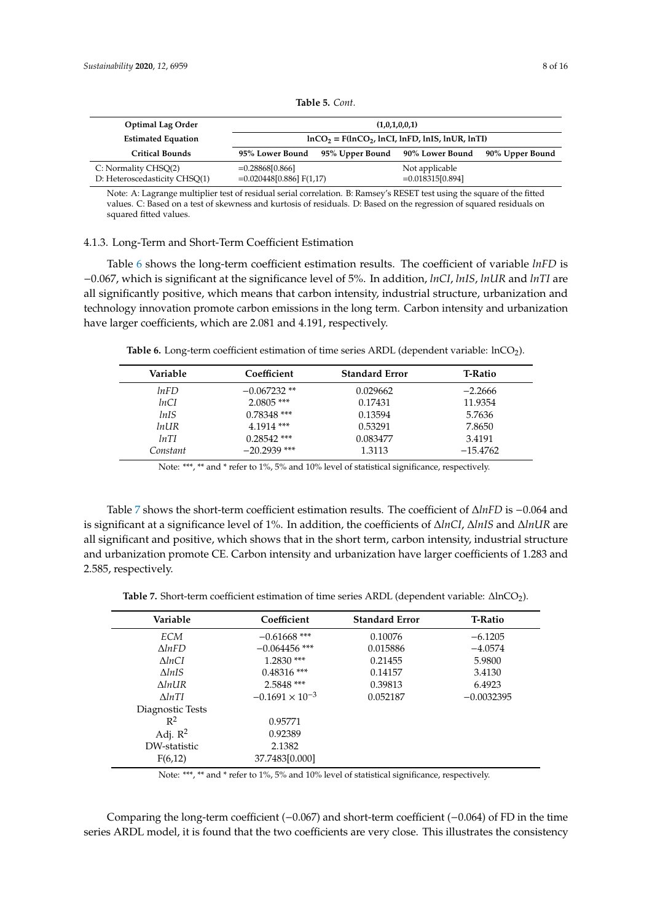**Table 5.** *Cont.*

| Optimal Lag Order | (1,0,1,0,0,1) | | | |
|---|---|---|---|---|
| Estimated Equation | $lnCO_2$ = F($lnCO_2$, lnCI, lnFD, lnIS, lnUR, lnTI) | | | |
| Critical Bounds | 95% Lower Bound | 95% Upper Bound | 90% Lower Bound | 90% Upper Bound |
| C: Normality CHSQ(2) | =0.28868[0.866] | | Not applicable | |
| D: Heteroscedasticity CHSQ(1) | =0.020448[0.886] F(1,17) | | =0.018315[0.894] | |

Note: A: Lagrange multiplier test of residual serial correlation. B: Ramsey's RESET test using the square of the fitted values. C: Based on a test of skewness and kurtosis of residuals. D: Based on the regression of squared residuals on squared fitted values.

#### 4.1.3. Long-Term and Short-Term Coefficient Estimation

Table 6 shows the long-term coefficient estimation results. The coefficient of variable *lnFD* is −0.067, which is significant at the significance level of 5%. In addition, *lnCI*, *lnIS*, *lnUR* and *lnTI* are all significantly positive, which means that carbon intensity, industrial structure, urbanization and technology innovation promote carbon emissions in the long term. Carbon intensity and urbanization have larger coefficients, which are 2.081 and 4.191, respectively.

**Table 6.** Long-term coefficient estimation of time series ARDL (dependent variable: $lnCO_2$).

| Variable | Coefficient | Standard Error | T-Ratio |
|---|---|---|---|
| *lnFD* | −0.067232 ** | 0.029662 | −2.2666 |
| *lnCI* | 2.0805 *** | 0.17431 | 11.9354 |
| *lnIS* | 0.78348 *** | 0.13594 | 5.7636 |
| *lnUR* | 4.1914 *** | 0.53291 | 7.8650 |
| *lnTI* | 0.28542 *** | 0.083477 | 3.4191 |
| *Constant* | −20.2939 *** | 1.3113 | −15.4762 |

Note: ***, ** and * refer to 1%, 5% and 10% level of statistical significance, respectively.

Table 7 shows the short-term coefficient estimation results. The coefficient of Δ*lnFD* is −0.064 and is significant at a significance level of 1%. In addition, the coefficients of Δ*lnCI*, Δ*lnIS* and Δ*lnUR* are all significant and positive, which shows that in the short term, carbon intensity, industrial structure and urbanization promote CE. Carbon intensity and urbanization have larger coefficients of 1.283 and 2.585, respectively.

**Table 7.** Short-term coefficient estimation of time series ARDL (dependent variable: $\Delta lnCO_2$).

| Variable | Coefficient | Standard Error | T-Ratio |
|---|---|---|---|
| *ECM* | −0.61668 *** | 0.10076 | −6.1205 |
| Δ*lnFD* | −0.064456 *** | 0.015886 | −4.0574 |
| Δ*lnCI* | 1.2830 *** | 0.21455 | 5.9800 |
| Δ*lnIS* | 0.48316 *** | 0.14157 | 3.4130 |
| Δ*lnUR* | 2.5848 *** | 0.39813 | 6.4923 |
| Δ*lnTI* | $-0.1691 \times 10^{-3}$ | 0.052187 | −0.0032395 |
| Diagnostic Tests | | | |
| $R^2$ | 0.95771 | | |
| Adj. $R^2$ | 0.92389 | | |
| DW-statistic | 2.1382 | | |
| F(6,12) | 37.7483[0.000] | | |

Note: ***, ** and * refer to 1%, 5% and 10% level of statistical significance, respectively.

Comparing the long-term coefficient (−0.067) and short-term coefficient (−0.064) of FD in the time series ARDL model, it is found that the two coefficients are very close. This illustrates the consistency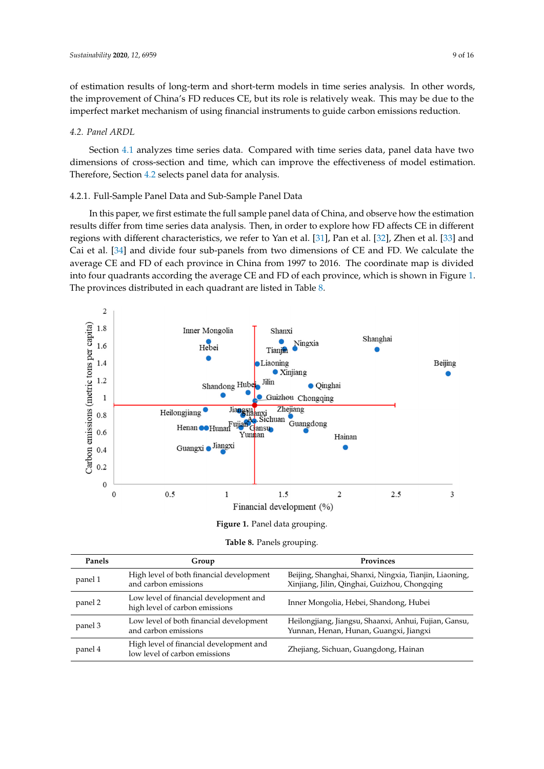of estimation results of long-term and short-term models in time series analysis. In other words, the improvement of China's FD reduces CE, but its role is relatively weak. This may be due to the imperfect market mechanism of using financial instruments to guide carbon emissions reduction.

### *4.2. Panel ARDL*

Section 4.1 analyzes time series data. Compared with time series data, panel data have two dimensions of cross-section and time, which can improve the effectiveness of model estimation. Therefore, Section 4.2 selects panel data for analysis.

#### 4.2.1. Full-Sample Panel Data and Sub-Sample Panel Data

In this paper, we first estimate the full sample panel data of China, and observe how the estimation results differ from time series data analysis. Then, in order to explore how FD affects CE in different regions with different characteristics, we refer to Yan et al. [31], Pan et al. [32], Zhen et al. [33] and Cai et al. [34] and divide four sub-panels from two dimensions of CE and FD. We calculate the average CE and FD of each province in China from 1997 to 2016. The coordinate map is divided into four quadrants according the average CE and FD of each province, which is shown in Figure 1. The provinces distributed in each quadrant are listed in Table 8.

**Figure 1.** Panel data grouping.

**Table 8.** Panels grouping.

| Panels | Group | Provinces |
|---|---|---|
| panel 1 | High level of both financial development and carbon emissions | Beijing, Shanghai, Shanxi, Ningxia, Tianjin, Liaoning, Xinjiang, Jilin, Qinghai, Guizhou, Chongqing |
| panel 2 | Low level of financial development and high level of carbon emissions | Inner Mongolia, Hebei, Shandong, Hubei |
| panel 3 | Low level of both financial development and carbon emissions | Heilongjiang, Jiangsu, Shaanxi, Anhui, Fujian, Gansu, Yunnan, Henan, Hunan, Guangxi, Jiangxi |
| panel 4 | High level of financial development and low level of carbon emissions | Zhejiang, Sichuan, Guangdong, Hainan |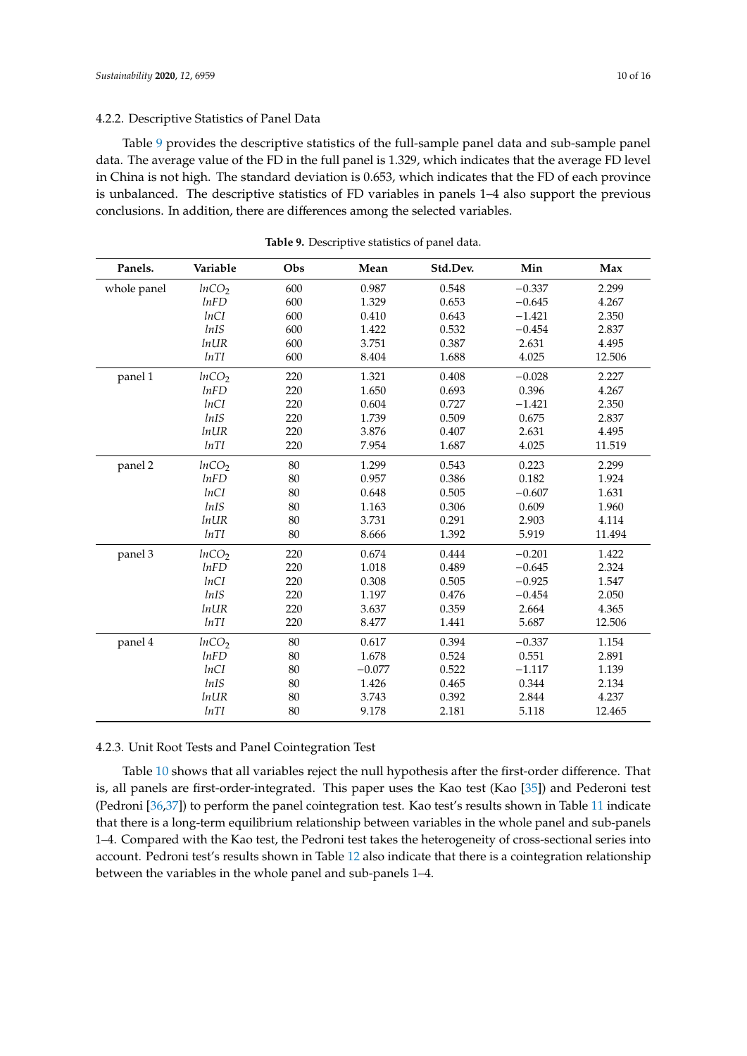### 4.2.2. Descriptive Statistics of Panel Data

Table 9 provides the descriptive statistics of the full-sample panel data and sub-sample panel data. The average value of the FD in the full panel is 1.329, which indicates that the average FD level in China is not high. The standard deviation is 0.653, which indicates that the FD of each province is unbalanced. The descriptive statistics of FD variables in panels 1–4 also support the previous conclusions. In addition, there are differences among the selected variables.

**Table 9.** Descriptive statistics of panel data.

| Panels. | Variable | Obs | Mean | Std.Dev. | Min | Max |
|---|---|---|---|---|---|---|
| whole panel | $lnCO_2$ | 600 | 0.987 | 0.548 | −0.337 | 2.299 |
| | $lnFD$ | 600 | 1.329 | 0.653 | −0.645 | 4.267 |
| | $lnCI$ | 600 | 0.410 | 0.643 | −1.421 | 2.350 |
| | $lnIS$ | 600 | 1.422 | 0.532 | −0.454 | 2.837 |
| | $lnUR$ | 600 | 3.751 | 0.387 | 2.631 | 4.495 |
| | $lnTI$ | 600 | 8.404 | 1.688 | 4.025 | 12.506 |
| panel 1 | $lnCO_2$ | 220 | 1.321 | 0.408 | −0.028 | 2.227 |
| | $lnFD$ | 220 | 1.650 | 0.693 | 0.396 | 4.267 |
| | $lnCI$ | 220 | 0.604 | 0.727 | −1.421 | 2.350 |
| | $lnIS$ | 220 | 1.739 | 0.509 | 0.675 | 2.837 |
| | $lnUR$ | 220 | 3.876 | 0.407 | 2.631 | 4.495 |
| | $lnTI$ | 220 | 7.954 | 1.687 | 4.025 | 11.519 |
| panel 2 | $lnCO_2$ | 80 | 1.299 | 0.543 | 0.223 | 2.299 |
| | $lnFD$ | 80 | 0.957 | 0.386 | 0.182 | 1.924 |
| | $lnCI$ | 80 | 0.648 | 0.505 | −0.607 | 1.631 |
| | $lnIS$ | 80 | 1.163 | 0.306 | 0.609 | 1.960 |
| | $lnUR$ | 80 | 3.731 | 0.291 | 2.903 | 4.114 |
| | $lnTI$ | 80 | 8.666 | 1.392 | 5.919 | 11.494 |
| panel 3 | $lnCO_2$ | 220 | 0.674 | 0.444 | −0.201 | 1.422 |
| | $lnFD$ | 220 | 1.018 | 0.489 | −0.645 | 2.324 |
| | $lnCI$ | 220 | 0.308 | 0.505 | −0.925 | 1.547 |
| | $lnIS$ | 220 | 1.197 | 0.476 | −0.454 | 2.050 |
| | $lnUR$ | 220 | 3.637 | 0.359 | 2.664 | 4.365 |
| | $lnTI$ | 220 | 8.477 | 1.441 | 5.687 | 12.506 |
| panel 4 | $lnCO_2$ | 80 | 0.617 | 0.394 | −0.337 | 1.154 |
| | $lnFD$ | 80 | 1.678 | 0.524 | 0.551 | 2.891 |
| | $lnCI$ | 80 | −0.077 | 0.522 | −1.117 | 1.139 |
| | $lnIS$ | 80 | 1.426 | 0.465 | 0.344 | 2.134 |
| | $lnUR$ | 80 | 3.743 | 0.392 | 2.844 | 4.237 |
| | $lnTI$ | 80 | 9.178 | 2.181 | 5.118 | 12.465 |

### 4.2.3. Unit Root Tests and Panel Cointegration Test

Table 10 shows that all variables reject the null hypothesis after the first-order difference. That is, all panels are first-order-integrated. This paper uses the Kao test (Kao [35]) and Pederoni test (Pedroni [36,37]) to perform the panel cointegration test. Kao test's results shown in Table 11 indicate that there is a long-term equilibrium relationship between variables in the whole panel and sub-panels 1–4. Compared with the Kao test, the Pedroni test takes the heterogeneity of cross-sectional series into account. Pedroni test's results shown in Table 12 also indicate that there is a cointegration relationship between the variables in the whole panel and sub-panels 1–4.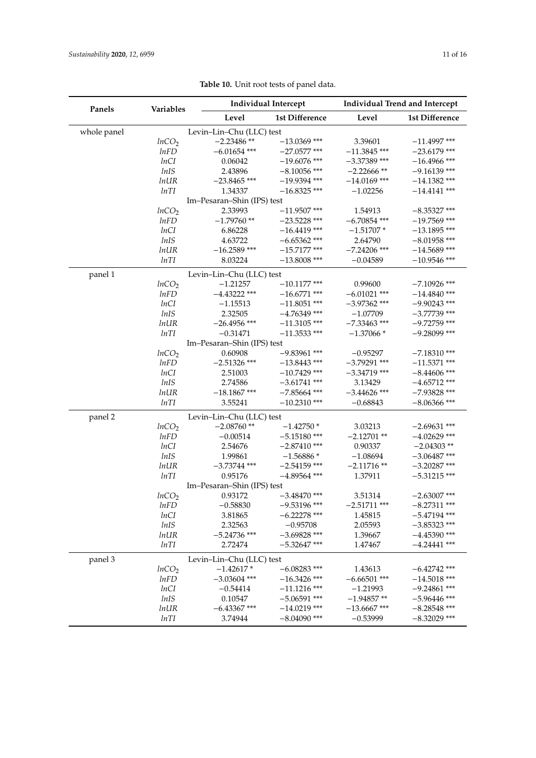**Table 10.** Unit root tests of panel data.

| Panels | Variables | Individual Intercept | | Individual Trend and Intercept | |
|---|---|---|---|---|---|
| | | Level | 1st Difference | Level | 1st Difference |
| whole panel | | Levin–Lin–Chu (LLC) test | | | |
| | $lnCO_2$ | −2.23486 ** | −13.0369 *** | 3.39601 | −11.4997 *** |
| | $lnFD$ | −6.01654 *** | −27.0577 *** | −11.3845 *** | −23.6179 *** |
| | $lnCI$ | 0.06042 | −19.6076 *** | −3.37389 *** | −16.4966 *** |
| | $lnIS$ | 2.43896 | −8.10056 *** | −2.22666 ** | −9.16139 *** |
| | $lnUR$ | −23.8465 *** | −19.9394 *** | −14.0169 *** | −14.1382 *** |
| | $lnTI$ | 1.34337 | −16.8325 *** | −1.02256 | −14.4141 *** |
| | | Im–Pesaran–Shin (IPS) test | | | |
| | $lnCO_2$ | 2.33993 | −11.9507 *** | 1.54913 | −8.35327 *** |
| | $lnFD$ | −1.79760 ** | −23.5228 *** | −6.70854 *** | −19.7569 *** |
| | $lnCI$ | 6.86228 | −16.4419 *** | −1.51707 * | −13.1895 *** |
| | $lnIS$ | 4.63722 | −6.65362 *** | 2.64790 | −8.01958 *** |
| | $lnUR$ | −16.2589 *** | −15.7177 *** | −7.24206 *** | −14.5689 *** |
| | $lnTI$ | 8.03224 | −13.8008 *** | −0.04589 | −10.9546 *** |
| panel 1 | | Levin–Lin–Chu (LLC) test | | | |
| | $lnCO_2$ | −1.21257 | −10.1177 *** | 0.99600 | −7.10926 *** |
| | $lnFD$ | −4.43222 *** | −16.6771 *** | −6.01021 *** | −14.4840 *** |
| | $lnCI$ | −1.15513 | −11.8051 *** | −3.97362 *** | −9.90243 *** |
| | $lnIS$ | 2.32505 | −4.76349 *** | −1.07709 | −3.77739 *** |
| | $lnUR$ | −26.4956 *** | −11.3105 *** | −7.33463 *** | −9.72759 *** |
| | $lnTI$ | −0.31471 | −11.3533 *** | −1.37066 * | −9.28099 *** |
| | | Im–Pesaran–Shin (IPS) test | | | |
| | $lnCO_2$ | 0.60908 | −9.83961 *** | −0.95297 | −7.18310 *** |
| | $lnFD$ | −2.51326 *** | −13.8443 *** | −3.79291 *** | −11.5371 *** |
| | $lnCI$ | 2.51003 | −10.7429 *** | −3.34719 *** | −8.44606 *** |
| | $lnIS$ | 2.74586 | −3.61741 *** | 3.13429 | −4.65712 *** |
| | $lnUR$ | −18.1867 *** | −7.85664 *** | −3.44626 *** | −7.93828 *** |
| | $lnTI$ | 3.55241 | −10.2310 *** | −0.68843 | −8.06366 *** |
| panel 2 | | Levin–Lin–Chu (LLC) test | | | |
| | $lnCO_2$ | −2.08760 ** | −1.42750 * | 3.03213 | −2.69631 *** |
| | $lnFD$ | −0.00514 | −5.15180 *** | −2.12701 ** | −4.02629 *** |
| | $lnCI$ | 2.54676 | −2.87410 *** | 0.90337 | −2.04303 ** |
| | $lnIS$ | 1.99861 | −1.56886 * | −1.08694 | −3.06487 *** |
| | $lnUR$ | −3.73744 *** | −2.54159 *** | −2.11716 ** | −3.20287 *** |
| | $lnTI$ | 0.95176 | −4.89564 *** | 1.37911 | −5.31215 *** |
| | | Im–Pesaran–Shin (IPS) test | | | |
| | $lnCO_2$ | 0.93172 | −3.48470 *** | 3.51314 | −2.63007 *** |
| | $lnFD$ | −0.58830 | −9.53196 *** | −2.51711 *** | −8.27311 *** |
| | $lnCI$ | 3.81865 | −6.22278 *** | 1.45815 | −5.47194 *** |
| | $lnIS$ | 2.32563 | −0.95708 | 2.05593 | −3.85323 *** |
| | $lnUR$ | −5.24736 *** | −3.69828 *** | 1.39667 | −4.45390 *** |
| | $lnTI$ | 2.72474 | −5.32647 *** | 1.47467 | −4.24441 *** |
| panel 3 | | Levin–Lin–Chu (LLC) test | | | |
| | $lnCO_2$ | −1.42617 * | −6.08283 *** | 1.43613 | −6.42742 *** |
| | $lnFD$ | −3.03604 *** | −16.3426 *** | −6.66501 *** | −14.5018 *** |
| | $lnCI$ | −0.54414 | −11.1216 *** | −1.21993 | −9.24861 *** |
| | $lnIS$ | 0.10547 | −5.06591 *** | −1.94857 ** | −5.96446 *** |
| | $lnUR$ | −6.43367 *** | −14.0219 *** | −13.6667 *** | −8.28548 *** |
| | $lnTI$ | 3.74944 | −8.04090 *** | −0.53999 | −8.32029 *** |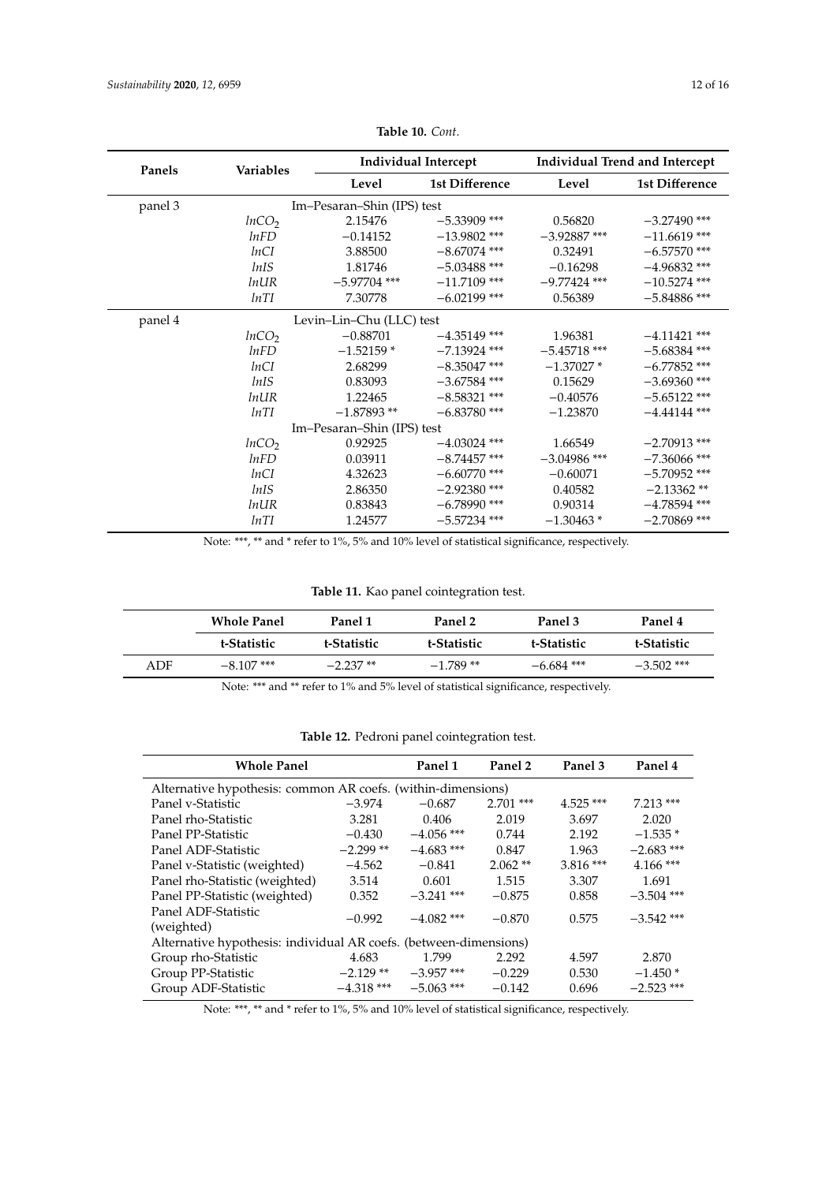**Table 10.** *Cont.*

| Panels | Variables | Individual Intercept | | Individual Trend and Intercept | |
|---|---|---|---|---|---|
| | | Level | 1st Difference | Level | 1st Difference |
| panel 3 | Im–Pesaran–Shin (IPS) test | | | | |
| | $lnCO_2$ | 2.15476 | −5.33909 *** | 0.56820 | −3.27490 *** |
| | *lnFD* | −0.14152 | −13.9802 *** | −3.92887 *** | −11.6619 *** |
| | *lnCI* | 3.88500 | −8.67074 *** | 0.32491 | −6.57570 *** |
| | *lnIS* | 1.81746 | −5.03488 *** | −0.16298 | −4.96832 *** |
| | *lnUR* | −5.97704 *** | −11.7109 *** | −9.77424 *** | −10.5274 *** |
| | *lnTI* | 7.30778 | −6.02199 *** | 0.56389 | −5.84886 *** |
| panel 4 | Levin–Lin–Chu (LLC) test | | | | |
| | $lnCO_2$ | −0.88701 | −4.35149 *** | 1.96381 | −4.11421 *** |
| | *lnFD* | −1.52159 * | −7.13924 *** | −5.45718 *** | −5.68384 *** |
| | *lnCI* | 2.68299 | −8.35047 *** | −1.37027 * | −6.77852 *** |
| | *lnIS* | 0.83093 | −3.67584 *** | 0.15629 | −3.69360 *** |
| | *lnUR* | 1.22465 | −8.58321 *** | −0.40576 | −5.65122 *** |
| | *lnTI* | −1.87893 ** | −6.83780 *** | −1.23870 | −4.44144 *** |
| | Im–Pesaran–Shin (IPS) test | | | | |
| | $lnCO_2$ | 0.92925 | −4.03024 *** | 1.66549 | −2.70913 *** |
| | *lnFD* | 0.03911 | −8.74457 *** | −3.04986 *** | −7.36066 *** |
| | *lnCI* | 4.32623 | −6.60770 *** | −0.60071 | −5.70952 *** |
| | *lnIS* | 2.86350 | −2.92380 *** | 0.40582 | −2.13362 ** |
| | *lnUR* | 0.83843 | −6.78990 *** | 0.90314 | −4.78594 *** |
| | *lnTI* | 1.24577 | −5.57234 *** | −1.30463 * | −2.70869 *** |

Note: ***, ** and * refer to 1%, 5% and 10% level of statistical significance, respectively.

**Table 11.** Kao panel cointegration test.

| | Whole Panel | Panel 1 | Panel 2 | Panel 3 | Panel 4 |
|---|---|---|---|---|---|
| | t-Statistic | t-Statistic | t-Statistic | t-Statistic | t-Statistic |
| ADF | −8.107 *** | −2.237 ** | −1.789 ** | −6.684 *** | −3.502 *** |

Note: *** and ** refer to 1% and 5% level of statistical significance, respectively.

**Table 12.** Pedroni panel cointegration test.

| Whole Panel | | Panel 1 | Panel 2 | Panel 3 | Panel 4 |
|---|---|---|---|---|---|
| Alternative hypothesis: common AR coefs. (within-dimensions) | | | | | |
| Panel v-Statistic | −3.974 | −0.687 | 2.701 *** | 4.525 *** | 7.213 *** |
| Panel rho-Statistic | 3.281 | 0.406 | 2.019 | 3.697 | 2.020 |
| Panel PP-Statistic | −0.430 | −4.056 *** | 0.744 | 2.192 | −1.535 * |
| Panel ADF-Statistic | −2.299 ** | −4.683 *** | 0.847 | 1.963 | −2.683 *** |
| Panel v-Statistic (weighted) | −4.562 | −0.841 | 2.062 ** | 3.816 *** | 4.166 *** |
| Panel rho-Statistic (weighted) | 3.514 | 0.601 | 1.515 | 3.307 | 1.691 |
| Panel PP-Statistic (weighted) | 0.352 | −3.241 *** | −0.875 | 0.858 | −3.504 *** |
| Panel ADF-Statistic (weighted) | −0.992 | −4.082 *** | −0.870 | 0.575 | −3.542 *** |
| Alternative hypothesis: individual AR coefs. (between-dimensions) | | | | | |
| Group rho-Statistic | 4.683 | 1.799 | 2.292 | 4.597 | 2.870 |
| Group PP-Statistic | −2.129 ** | −3.957 *** | −0.229 | 0.530 | −1.450 * |
| Group ADF-Statistic | −4.318 *** | −5.063 *** | −0.142 | 0.696 | −2.523 *** |

Note: ***, ** and * refer to 1%, 5% and 10% level of statistical significance, respectively.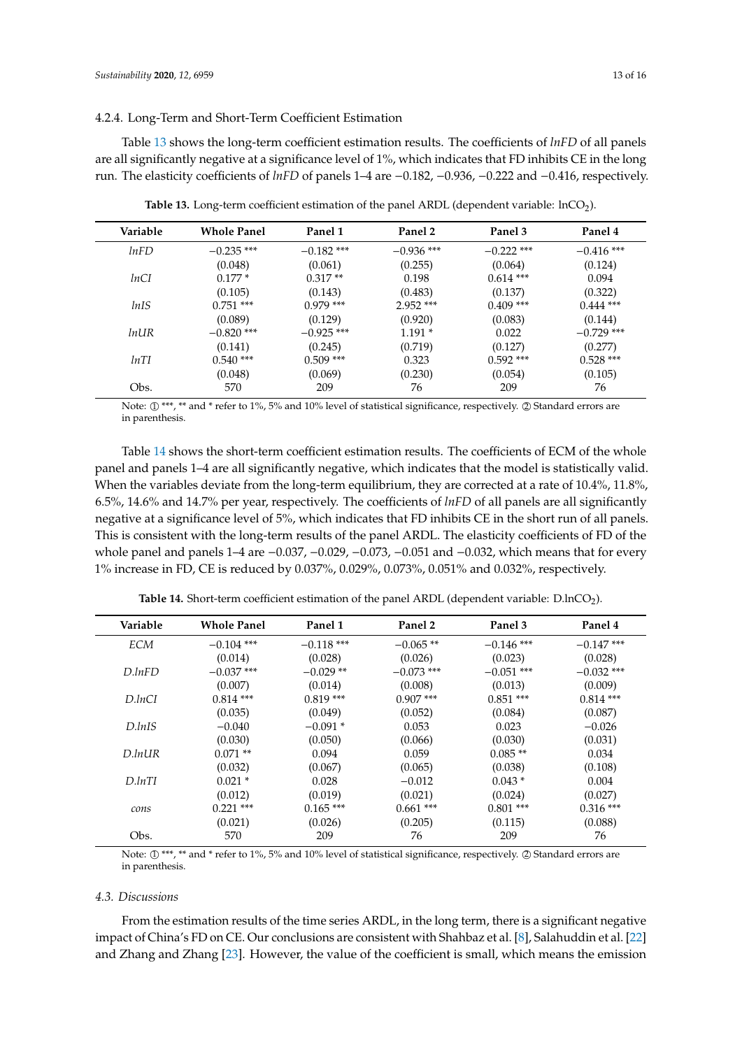#### 4.2.4. Long-Term and Short-Term Coefficient Estimation

Table 13 shows the long-term coefficient estimation results. The coefficients of *lnFD* of all panels are all significantly negative at a significance level of 1%, which indicates that FD inhibits CE in the long run. The elasticity coefficients of *lnFD* of panels 1–4 are −0.182, −0.936, −0.222 and −0.416, respectively.

**Table 13.** Long-term coefficient estimation of the panel ARDL (dependent variable: $lnCO_2$).

| Variable | Whole Panel | Panel 1 | Panel 2 | Panel 3 | Panel 4 |
|---|---|---|---|---|---|
| *lnFD* | −0.235 *** | −0.182 *** | −0.936 *** | −0.222 *** | −0.416 *** |
| | (0.048) | (0.061) | (0.255) | (0.064) | (0.124) |
| *lnCI* | 0.177 * | 0.317 ** | 0.198 | 0.614 *** | 0.094 |
| | (0.105) | (0.143) | (0.483) | (0.137) | (0.322) |
| *lnIS* | 0.751 *** | 0.979 *** | 2.952 *** | 0.409 *** | 0.444 *** |
| | (0.089) | (0.129) | (0.920) | (0.083) | (0.144) |
| *lnUR* | −0.820 *** | −0.925 *** | 1.191 * | 0.022 | −0.729 *** |
| | (0.141) | (0.245) | (0.719) | (0.127) | (0.277) |
| *lnTI* | 0.540 *** | 0.509 *** | 0.323 | 0.592 *** | 0.528 *** |
| | (0.048) | (0.069) | (0.230) | (0.054) | (0.105) |
| Obs. | 570 | 209 | 76 | 209 | 76 |

Note: ① ***, ** and * refer to 1%, 5% and 10% level of statistical significance, respectively. ② Standard errors are in parenthesis.

Table 14 shows the short-term coefficient estimation results. The coefficients of ECM of the whole panel and panels 1–4 are all significantly negative, which indicates that the model is statistically valid. When the variables deviate from the long-term equilibrium, they are corrected at a rate of 10.4%, 11.8%, 6.5%, 14.6% and 14.7% per year, respectively. The coefficients of *lnFD* of all panels are all significantly negative at a significance level of 5%, which indicates that FD inhibits CE in the short run of all panels. This is consistent with the long-term results of the panel ARDL. The elasticity coefficients of FD of the whole panel and panels 1–4 are −0.037, −0.029, −0.073, −0.051 and −0.032, which means that for every 1% increase in FD, CE is reduced by 0.037%, 0.029%, 0.073%, 0.051% and 0.032%, respectively.

**Table 14.** Short-term coefficient estimation of the panel ARDL (dependent variable: $D.lnCO_2$).

| Variable | Whole Panel | Panel 1 | Panel 2 | Panel 3 | Panel 4 |
|---|---|---|---|---|---|
| *ECM* | −0.104 *** | −0.118 *** | −0.065 ** | −0.146 *** | −0.147 *** |
| | (0.014) | (0.028) | (0.026) | (0.023) | (0.028) |
| *D.lnFD* | −0.037 *** | −0.029 ** | −0.073 *** | −0.051 *** | −0.032 *** |
| | (0.007) | (0.014) | (0.008) | (0.013) | (0.009) |
| *D.lnCI* | 0.814 *** | 0.819 *** | 0.907 *** | 0.851 *** | 0.814 *** |
| | (0.035) | (0.049) | (0.052) | (0.084) | (0.087) |
| *D.lnIS* | −0.040 | −0.091 * | 0.053 | 0.023 | −0.026 |
| | (0.030) | (0.050) | (0.066) | (0.030) | (0.031) |
| *D.lnUR* | 0.071 ** | 0.094 | 0.059 | 0.085 ** | 0.034 |
| | (0.032) | (0.067) | (0.065) | (0.038) | (0.108) |
| *D.lnTI* | 0.021 * | 0.028 | −0.012 | 0.043 * | 0.004 |
| | (0.012) | (0.019) | (0.021) | (0.024) | (0.027) |
| *cons* | 0.221 *** | 0.165 *** | 0.661 *** | 0.801 *** | 0.316 *** |
| | (0.021) | (0.026) | (0.205) | (0.115) | (0.088) |
| Obs. | 570 | 209 | 76 | 209 | 76 |

Note: ① ***, ** and * refer to 1%, 5% and 10% level of statistical significance, respectively. ② Standard errors are in parenthesis.

### *4.3. Discussions*

From the estimation results of the time series ARDL, in the long term, there is a significant negative impact of China's FD on CE. Our conclusions are consistent with Shahbaz et al. [8], Salahuddin et al. [22] and Zhang and Zhang [23]. However, the value of the coefficient is small, which means the emission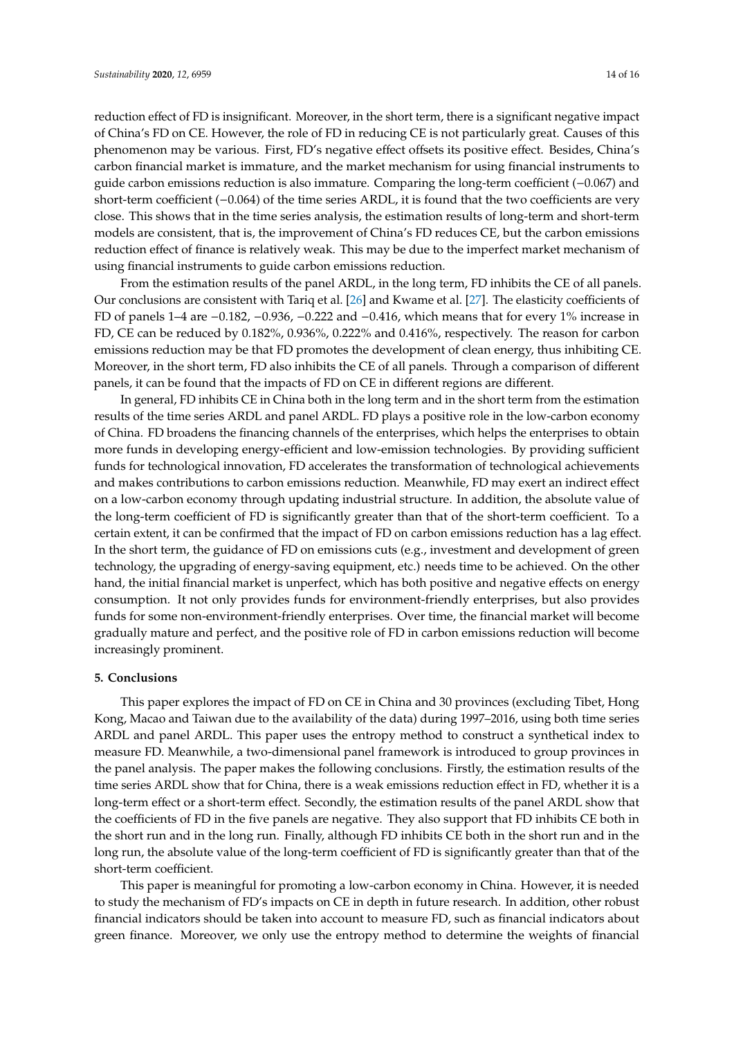reduction effect of FD is insignificant. Moreover, in the short term, there is a significant negative impact of China's FD on CE. However, the role of FD in reducing CE is not particularly great. Causes of this phenomenon may be various. First, FD's negative effect offsets its positive effect. Besides, China's carbon financial market is immature, and the market mechanism for using financial instruments to guide carbon emissions reduction is also immature. Comparing the long-term coefficient (−0.067) and short-term coefficient (−0.064) of the time series ARDL, it is found that the two coefficients are very close. This shows that in the time series analysis, the estimation results of long-term and short-term models are consistent, that is, the improvement of China's FD reduces CE, but the carbon emissions reduction effect of finance is relatively weak. This may be due to the imperfect market mechanism of using financial instruments to guide carbon emissions reduction.

From the estimation results of the panel ARDL, in the long term, FD inhibits the CE of all panels. Our conclusions are consistent with Tariq et al. [26] and Kwame et al. [27]. The elasticity coefficients of FD of panels 1–4 are −0.182, −0.936, −0.222 and −0.416, which means that for every 1% increase in FD, CE can be reduced by 0.182%, 0.936%, 0.222% and 0.416%, respectively. The reason for carbon emissions reduction may be that FD promotes the development of clean energy, thus inhibiting CE. Moreover, in the short term, FD also inhibits the CE of all panels. Through a comparison of different panels, it can be found that the impacts of FD on CE in different regions are different.

In general, FD inhibits CE in China both in the long term and in the short term from the estimation results of the time series ARDL and panel ARDL. FD plays a positive role in the low-carbon economy of China. FD broadens the financing channels of the enterprises, which helps the enterprises to obtain more funds in developing energy-efficient and low-emission technologies. By providing sufficient funds for technological innovation, FD accelerates the transformation of technological achievements and makes contributions to carbon emissions reduction. Meanwhile, FD may exert an indirect effect on a low-carbon economy through updating industrial structure. In addition, the absolute value of the long-term coefficient of FD is significantly greater than that of the short-term coefficient. To a certain extent, it can be confirmed that the impact of FD on carbon emissions reduction has a lag effect. In the short term, the guidance of FD on emissions cuts (e.g., investment and development of green technology, the upgrading of energy-saving equipment, etc.) needs time to be achieved. On the other hand, the initial financial market is unperfect, which has both positive and negative effects on energy consumption. It not only provides funds for environment-friendly enterprises, but also provides funds for some non-environment-friendly enterprises. Over time, the financial market will become gradually mature and perfect, and the positive role of FD in carbon emissions reduction will become increasingly prominent.

## 5. Conclusions

This paper explores the impact of FD on CE in China and 30 provinces (excluding Tibet, Hong Kong, Macao and Taiwan due to the availability of the data) during 1997–2016, using both time series ARDL and panel ARDL. This paper uses the entropy method to construct a synthetical index to measure FD. Meanwhile, a two-dimensional panel framework is introduced to group provinces in the panel analysis. The paper makes the following conclusions. Firstly, the estimation results of the time series ARDL show that for China, there is a weak emissions reduction effect in FD, whether it is a long-term effect or a short-term effect. Secondly, the estimation results of the panel ARDL show that the coefficients of FD in the five panels are negative. They also support that FD inhibits CE both in the short run and in the long run. Finally, although FD inhibits CE both in the short run and in the long run, the absolute value of the long-term coefficient of FD is significantly greater than that of the short-term coefficient.

This paper is meaningful for promoting a low-carbon economy in China. However, it is needed to study the mechanism of FD's impacts on CE in depth in future research. In addition, other robust financial indicators should be taken into account to measure FD, such as financial indicators about green finance. Moreover, we only use the entropy method to determine the weights of financial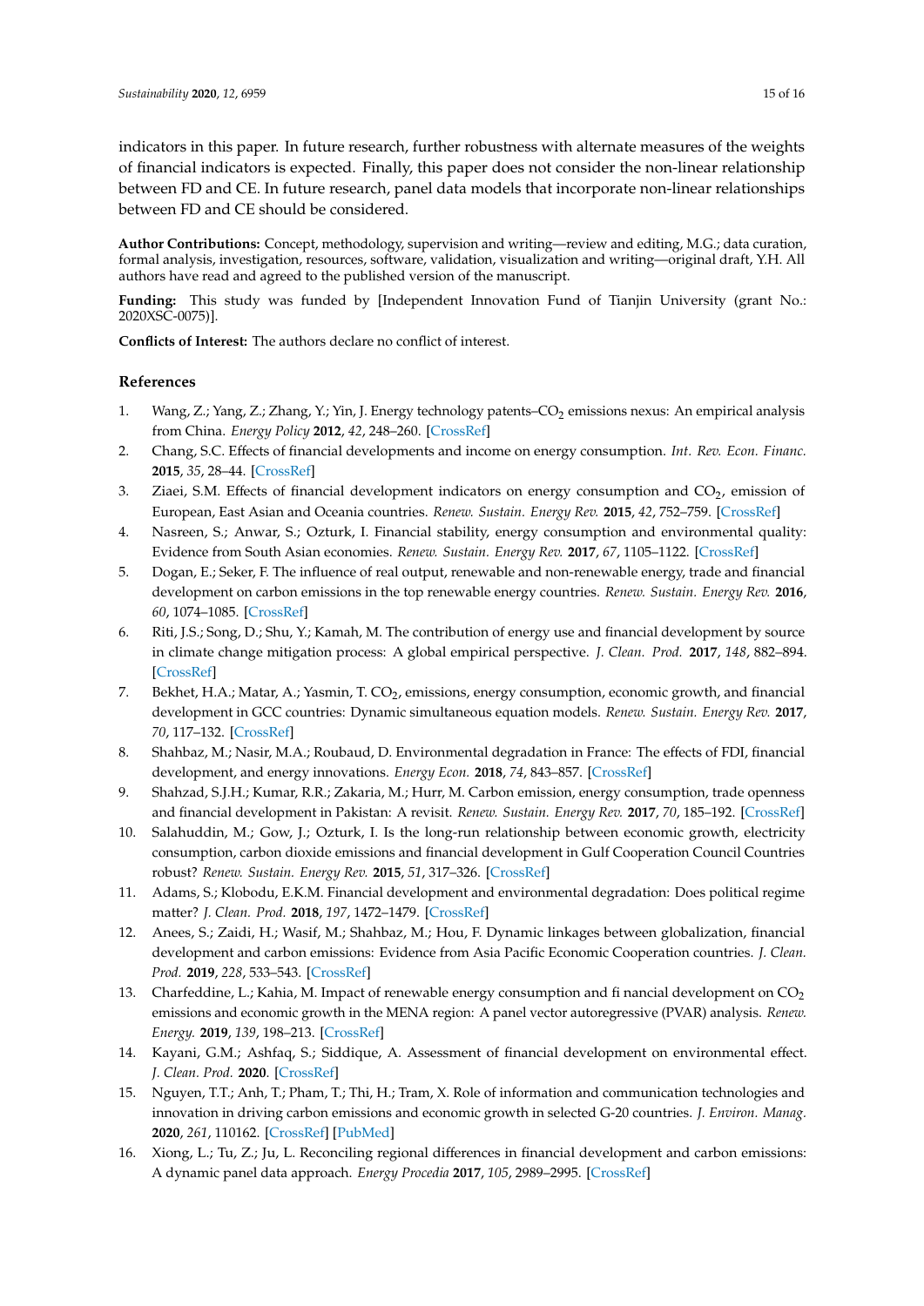indicators in this paper. In future research, further robustness with alternate measures of the weights of financial indicators is expected. Finally, this paper does not consider the non-linear relationship between FD and CE. In future research, panel data models that incorporate non-linear relationships between FD and CE should be considered.

**Author Contributions:** Concept, methodology, supervision and writing—review and editing, M.G.; data curation, formal analysis, investigation, resources, software, validation, visualization and writing—original draft, Y.H. All authors have read and agreed to the published version of the manuscript.

**Funding:** This study was funded by [Independent Innovation Fund of Tianjin University (grant No.: 2020XSC-0075)].

**Conflicts of Interest:** The authors declare no conflict of interest.

## References

1. Wang, Z.; Yang, Z.; Zhang, Y.; Yin, J. Energy technology patents–$CO_2$ emissions nexus: An empirical analysis from China. *Energy Policy* **2012**, *42*, 248–260. [CrossRef]
2. Chang, S.C. Effects of financial developments and income on energy consumption. *Int. Rev. Econ. Financ.* **2015**, *35*, 28–44. [CrossRef]
3. Ziaei, S.M. Effects of financial development indicators on energy consumption and $CO_2$, emission of European, East Asian and Oceania countries. *Renew. Sustain. Energy Rev.* **2015**, *42*, 752–759. [CrossRef]
4. Nasreen, S.; Anwar, S.; Ozturk, I. Financial stability, energy consumption and environmental quality: Evidence from South Asian economies. *Renew. Sustain. Energy Rev.* **2017**, *67*, 1105–1122. [CrossRef]
5. Dogan, E.; Seker, F. The influence of real output, renewable and non-renewable energy, trade and financial development on carbon emissions in the top renewable energy countries. *Renew. Sustain. Energy Rev.* **2016**, *60*, 1074–1085. [CrossRef]
6. Riti, J.S.; Song, D.; Shu, Y.; Kamah, M. The contribution of energy use and financial development by source in climate change mitigation process: A global empirical perspective. *J. Clean. Prod.* **2017**, *148*, 882–894. [CrossRef]
7. Bekhet, H.A.; Matar, A.; Yasmin, T. $CO_2$, emissions, energy consumption, economic growth, and financial development in GCC countries: Dynamic simultaneous equation models. *Renew. Sustain. Energy Rev.* **2017**, *70*, 117–132. [CrossRef]
8. Shahbaz, M.; Nasir, M.A.; Roubaud, D. Environmental degradation in France: The effects of FDI, financial development, and energy innovations. *Energy Econ.* **2018**, *74*, 843–857. [CrossRef]
9. Shahzad, S.J.H.; Kumar, R.R.; Zakaria, M.; Hurr, M. Carbon emission, energy consumption, trade openness and financial development in Pakistan: A revisit. *Renew. Sustain. Energy Rev.* **2017**, *70*, 185–192. [CrossRef]
10. Salahuddin, M.; Gow, J.; Ozturk, I. Is the long-run relationship between economic growth, electricity consumption, carbon dioxide emissions and financial development in Gulf Cooperation Council Countries robust? *Renew. Sustain. Energy Rev.* **2015**, *51*, 317–326. [CrossRef]
11. Adams, S.; Klobodu, E.K.M. Financial development and environmental degradation: Does political regime matter? *J. Clean. Prod.* **2018**, *197*, 1472–1479. [CrossRef]
12. Anees, S.; Zaidi, H.; Wasif, M.; Shahbaz, M.; Hou, F. Dynamic linkages between globalization, financial development and carbon emissions: Evidence from Asia Pacific Economic Cooperation countries. *J. Clean. Prod.* **2019**, *228*, 533–543. [CrossRef]
13. Charfeddine, L.; Kahia, M. Impact of renewable energy consumption and fi nancial development on $CO_2$ emissions and economic growth in the MENA region: A panel vector autoregressive (PVAR) analysis. *Renew. Energy.* **2019**, *139*, 198–213. [CrossRef]
14. Kayani, G.M.; Ashfaq, S.; Siddique, A. Assessment of financial development on environmental effect. *J. Clean. Prod.* **2020**. [CrossRef]
15. Nguyen, T.T.; Anh, T.; Pham, T.; Thi, H.; Tram, X. Role of information and communication technologies and innovation in driving carbon emissions and economic growth in selected G-20 countries. *J. Environ. Manag.* **2020**, *261*, 110162. [CrossRef] [PubMed]
16. Xiong, L.; Tu, Z.; Ju, L. Reconciling regional differences in financial development and carbon emissions: A dynamic panel data approach. *Energy Procedia* **2017**, *105*, 2989–2995. [CrossRef]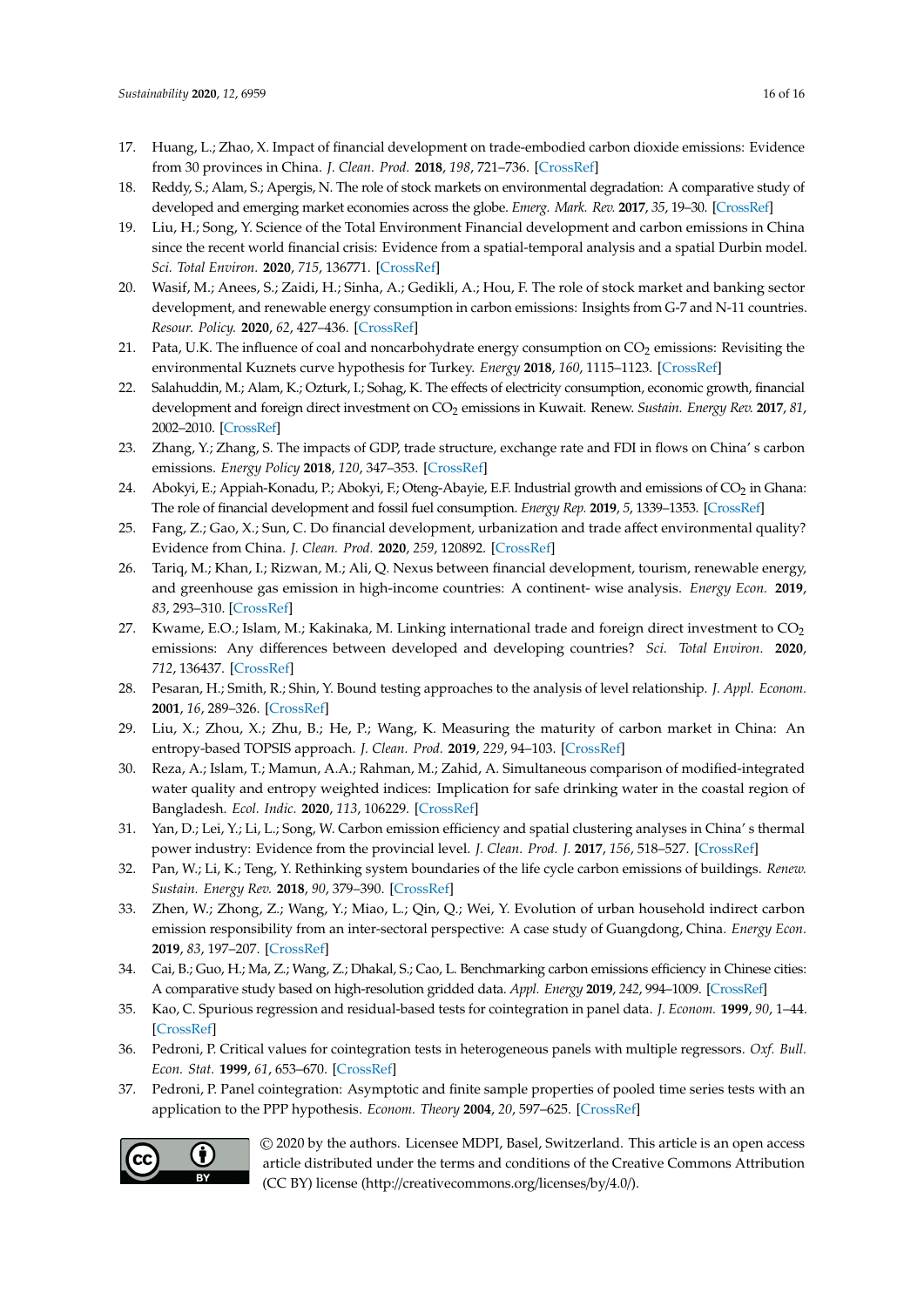17. Huang, L.; Zhao, X. Impact of financial development on trade-embodied carbon dioxide emissions: Evidence from 30 provinces in China. *J. Clean. Prod.* **2018**, *198*, 721–736. [CrossRef]
18. Reddy, S.; Alam, S.; Apergis, N. The role of stock markets on environmental degradation: A comparative study of developed and emerging market economies across the globe. *Emerg. Mark. Rev.* **2017**, *35*, 19–30. [CrossRef]
19. Liu, H.; Song, Y. Science of the Total Environment Financial development and carbon emissions in China since the recent world financial crisis: Evidence from a spatial-temporal analysis and a spatial Durbin model. *Sci. Total Environ.* **2020**, *715*, 136771. [CrossRef]
20. Wasif, M.; Anees, S.; Zaidi, H.; Sinha, A.; Gedikli, A.; Hou, F. The role of stock market and banking sector development, and renewable energy consumption in carbon emissions: Insights from G-7 and N-11 countries. *Resour. Policy.* **2020**, *62*, 427–436. [CrossRef]
21. Pata, U.K. The influence of coal and noncarbohydrate energy consumption on $CO_2$ emissions: Revisiting the environmental Kuznets curve hypothesis for Turkey. *Energy* **2018**, *160*, 1115–1123. [CrossRef]
22. Salahuddin, M.; Alam, K.; Ozturk, I.; Sohag, K. The effects of electricity consumption, economic growth, financial development and foreign direct investment on $CO_2$ emissions in Kuwait. Renew. *Sustain. Energy Rev.* **2017**, *81*, 2002–2010. [CrossRef]
23. Zhang, Y.; Zhang, S. The impacts of GDP, trade structure, exchange rate and FDI in flows on China' s carbon emissions. *Energy Policy* **2018**, *120*, 347–353. [CrossRef]
24. Abokyi, E.; Appiah-Konadu, P.; Abokyi, F.; Oteng-Abayie, E.F. Industrial growth and emissions of $CO_2$ in Ghana: The role of financial development and fossil fuel consumption. *Energy Rep.* **2019**, *5*, 1339–1353. [CrossRef]
25. Fang, Z.; Gao, X.; Sun, C. Do financial development, urbanization and trade affect environmental quality? Evidence from China. *J. Clean. Prod.* **2020**, *259*, 120892. [CrossRef]
26. Tariq, M.; Khan, I.; Rizwan, M.; Ali, Q. Nexus between financial development, tourism, renewable energy, and greenhouse gas emission in high-income countries: A continent- wise analysis. *Energy Econ.* **2019**, *83*, 293–310. [CrossRef]
27. Kwame, E.O.; Islam, M.; Kakinaka, M. Linking international trade and foreign direct investment to $CO_2$ emissions: Any differences between developed and developing countries? *Sci. Total Environ.* **2020**, *712*, 136437. [CrossRef]
28. Pesaran, H.; Smith, R.; Shin, Y. Bound testing approaches to the analysis of level relationship. *J. Appl. Econom.* **2001**, *16*, 289–326. [CrossRef]
29. Liu, X.; Zhou, X.; Zhu, B.; He, P.; Wang, K. Measuring the maturity of carbon market in China: An entropy-based TOPSIS approach. *J. Clean. Prod.* **2019**, *229*, 94–103. [CrossRef]
30. Reza, A.; Islam, T.; Mamun, A.A.; Rahman, M.; Zahid, A. Simultaneous comparison of modified-integrated water quality and entropy weighted indices: Implication for safe drinking water in the coastal region of Bangladesh. *Ecol. Indic.* **2020**, *113*, 106229. [CrossRef]
31. Yan, D.; Lei, Y.; Li, L.; Song, W. Carbon emission efficiency and spatial clustering analyses in China' s thermal power industry: Evidence from the provincial level. *J. Clean. Prod. J.* **2017**, *156*, 518–527. [CrossRef]
32. Pan, W.; Li, K.; Teng, Y. Rethinking system boundaries of the life cycle carbon emissions of buildings. *Renew. Sustain. Energy Rev.* **2018**, *90*, 379–390. [CrossRef]
33. Zhen, W.; Zhong, Z.; Wang, Y.; Miao, L.; Qin, Q.; Wei, Y. Evolution of urban household indirect carbon emission responsibility from an inter-sectoral perspective: A case study of Guangdong, China. *Energy Econ.* **2019**, *83*, 197–207. [CrossRef]
34. Cai, B.; Guo, H.; Ma, Z.; Wang, Z.; Dhakal, S.; Cao, L. Benchmarking carbon emissions efficiency in Chinese cities: A comparative study based on high-resolution gridded data. *Appl. Energy* **2019**, *242*, 994–1009. [CrossRef]
35. Kao, C. Spurious regression and residual-based tests for cointegration in panel data. *J. Econom.* **1999**, *90*, 1–44. [CrossRef]
36. Pedroni, P. Critical values for cointegration tests in heterogeneous panels with multiple regressors. *Oxf. Bull. Econ. Stat.* **1999**, *61*, 653–670. [CrossRef]
37. Pedroni, P. Panel cointegration: Asymptotic and finite sample properties of pooled time series tests with an application to the PPP hypothesis. *Econom. Theory* **2004**, *20*, 597–625. [CrossRef]

© 2020 by the authors. Licensee MDPI, Basel, Switzerland. This article is an open access article distributed under the terms and conditions of the Creative Commons Attribution (CC BY) license (http://creativecommons.org/licenses/by/4.0/).